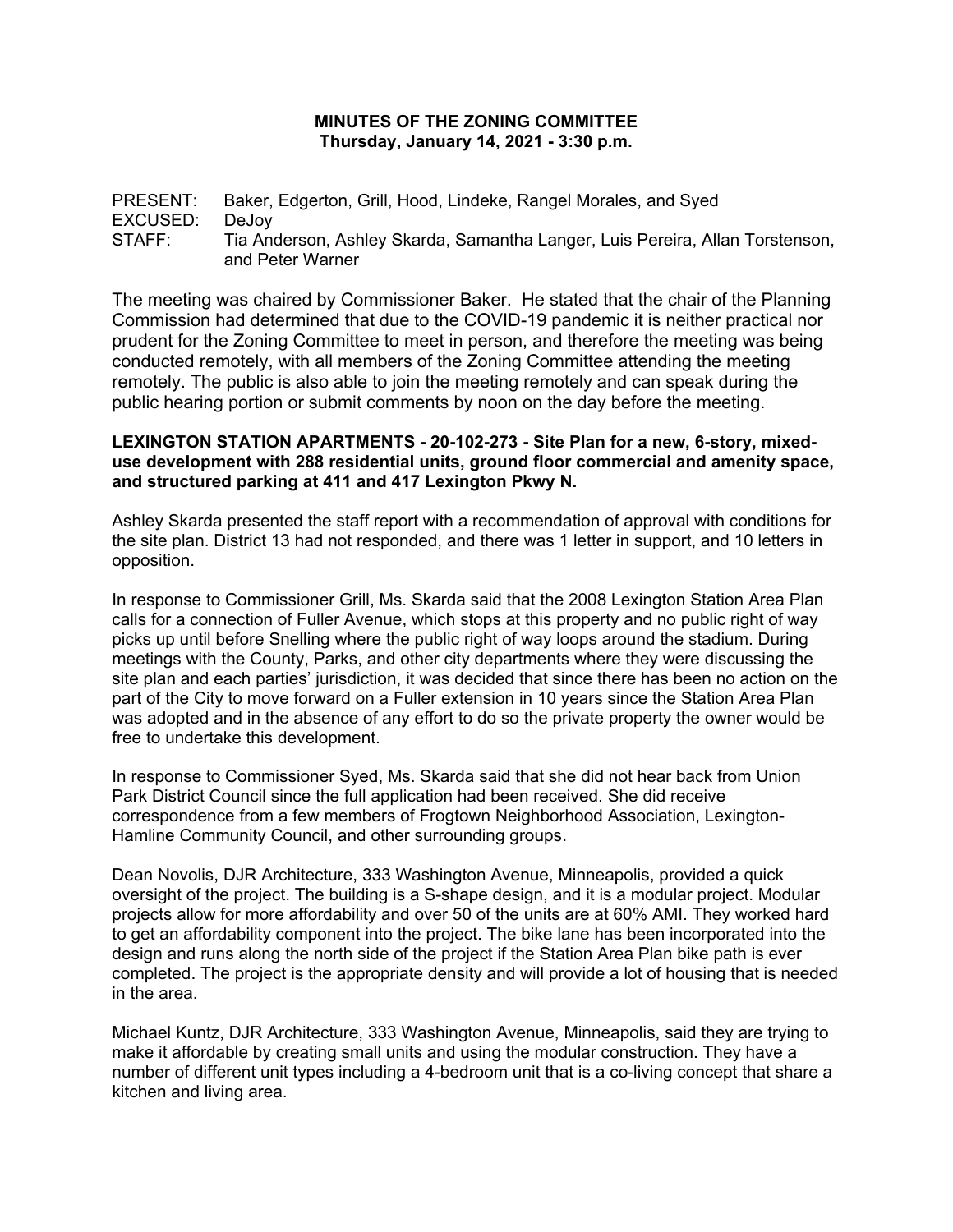**MINUTES OF THE ZONING COMMITTEE**
**Thursday, January 14, 2021 - 3:30 p.m.**

PRESENT: Baker, Edgerton, Grill, Hood, Lindeke, Rangel Morales, and Syed
EXCUSED: DeJoy
STAFF: Tia Anderson, Ashley Skarda, Samantha Langer, Luis Pereira, Allan Torstenson, and Peter Warner

The meeting was chaired by Commissioner Baker. He stated that the chair of the Planning Commission had determined that due to the COVID-19 pandemic it is neither practical nor prudent for the Zoning Committee to meet in person, and therefore the meeting was being conducted remotely, with all members of the Zoning Committee attending the meeting remotely. The public is also able to join the meeting remotely and can speak during the public hearing portion or submit comments by noon on the day before the meeting.

**LEXINGTON STATION APARTMENTS - 20-102-273 - Site Plan for a new, 6-story, mixed-use development with 288 residential units, ground floor commercial and amenity space, and structured parking at 411 and 417 Lexington Pkwy N.**

Ashley Skarda presented the staff report with a recommendation of approval with conditions for the site plan. District 13 had not responded, and there was 1 letter in support, and 10 letters in opposition.

In response to Commissioner Grill, Ms. Skarda said that the 2008 Lexington Station Area Plan calls for a connection of Fuller Avenue, which stops at this property and no public right of way picks up until before Snelling where the public right of way loops around the stadium. During meetings with the County, Parks, and other city departments where they were discussing the site plan and each parties' jurisdiction, it was decided that since there has been no action on the part of the City to move forward on a Fuller extension in 10 years since the Station Area Plan was adopted and in the absence of any effort to do so the private property the owner would be free to undertake this development.

In response to Commissioner Syed, Ms. Skarda said that she did not hear back from Union Park District Council since the full application had been received. She did receive correspondence from a few members of Frogtown Neighborhood Association, Lexington-Hamline Community Council, and other surrounding groups.

Dean Novolis, DJR Architecture, 333 Washington Avenue, Minneapolis, provided a quick oversight of the project. The building is a S-shape design, and it is a modular project. Modular projects allow for more affordability and over 50 of the units are at 60% AMI. They worked hard to get an affordability component into the project. The bike lane has been incorporated into the design and runs along the north side of the project if the Station Area Plan bike path is ever completed. The project is the appropriate density and will provide a lot of housing that is needed in the area.

Michael Kuntz, DJR Architecture, 333 Washington Avenue, Minneapolis, said they are trying to make it affordable by creating small units and using the modular construction. They have a number of different unit types including a 4-bedroom unit that is a co-living concept that share a kitchen and living area.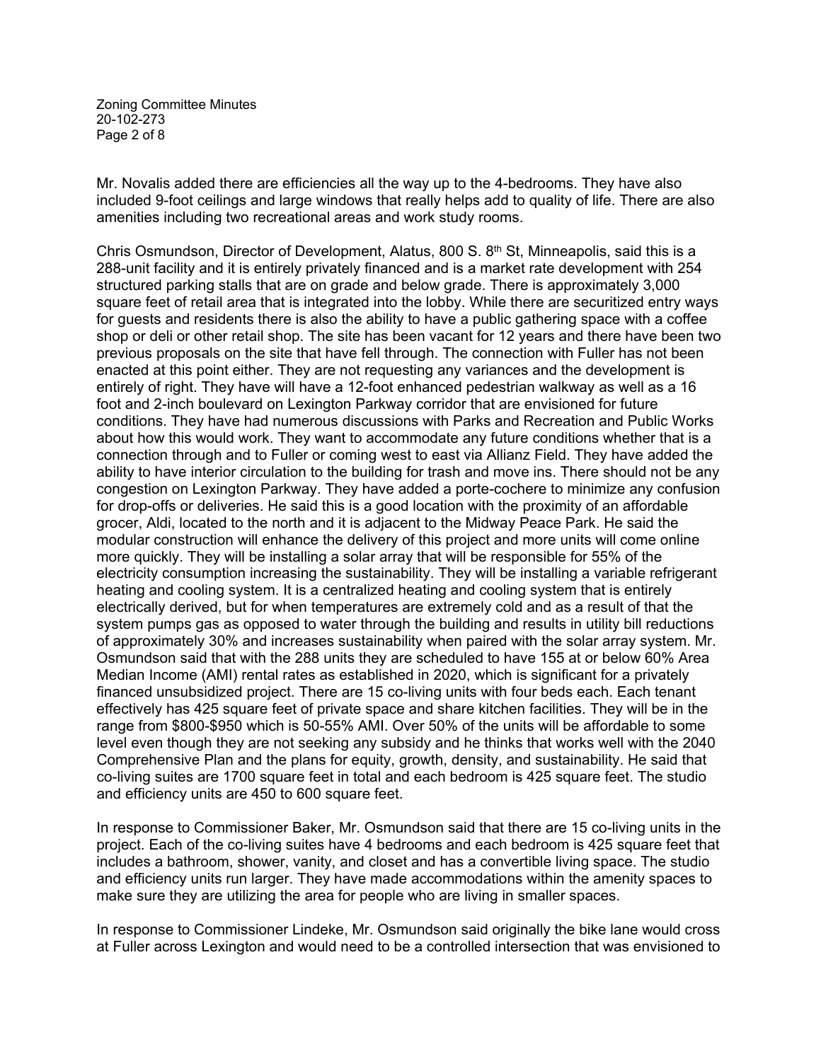Mr. Novalis added there are efficiencies all the way up to the 4-bedrooms. They have also included 9-foot ceilings and large windows that really helps add to quality of life. There are also amenities including two recreational areas and work study rooms.

Chris Osmundson, Director of Development, Alatus, 800 S. 8th St, Minneapolis, said this is a 288-unit facility and it is entirely privately financed and is a market rate development with 254 structured parking stalls that are on grade and below grade. There is approximately 3,000 square feet of retail area that is integrated into the lobby. While there are securitized entry ways for guests and residents there is also the ability to have a public gathering space with a coffee shop or deli or other retail shop. The site has been vacant for 12 years and there have been two previous proposals on the site that have fell through. The connection with Fuller has not been enacted at this point either. They are not requesting any variances and the development is entirely of right. They have will have a 12-foot enhanced pedestrian walkway as well as a 16 foot and 2-inch boulevard on Lexington Parkway corridor that are envisioned for future conditions. They have had numerous discussions with Parks and Recreation and Public Works about how this would work. They want to accommodate any future conditions whether that is a connection through and to Fuller or coming west to east via Allianz Field. They have added the ability to have interior circulation to the building for trash and move ins. There should not be any congestion on Lexington Parkway. They have added a porte-cochere to minimize any confusion for drop-offs or deliveries. He said this is a good location with the proximity of an affordable grocer, Aldi, located to the north and it is adjacent to the Midway Peace Park. He said the modular construction will enhance the delivery of this project and more units will come online more quickly. They will be installing a solar array that will be responsible for 55% of the electricity consumption increasing the sustainability. They will be installing a variable refrigerant heating and cooling system. It is a centralized heating and cooling system that is entirely electrically derived, but for when temperatures are extremely cold and as a result of that the system pumps gas as opposed to water through the building and results in utility bill reductions of approximately 30% and increases sustainability when paired with the solar array system. Mr. Osmundson said that with the 288 units they are scheduled to have 155 at or below 60% Area Median Income (AMI) rental rates as established in 2020, which is significant for a privately financed unsubsidized project. There are 15 co-living units with four beds each. Each tenant effectively has 425 square feet of private space and share kitchen facilities. They will be in the range from $800-$950 which is 50-55% AMI. Over 50% of the units will be affordable to some level even though they are not seeking any subsidy and he thinks that works well with the 2040 Comprehensive Plan and the plans for equity, growth, density, and sustainability. He said that co-living suites are 1700 square feet in total and each bedroom is 425 square feet. The studio and efficiency units are 450 to 600 square feet.

In response to Commissioner Baker, Mr. Osmundson said that there are 15 co-living units in the project. Each of the co-living suites have 4 bedrooms and each bedroom is 425 square feet that includes a bathroom, shower, vanity, and closet and has a convertible living space. The studio and efficiency units run larger. They have made accommodations within the amenity spaces to make sure they are utilizing the area for people who are living in smaller spaces.

In response to Commissioner Lindeke, Mr. Osmundson said originally the bike lane would cross at Fuller across Lexington and would need to be a controlled intersection that was envisioned to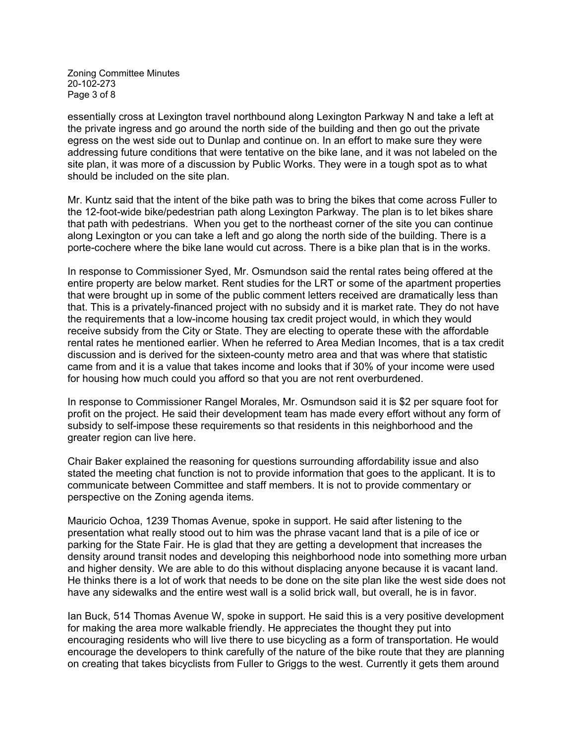essentially cross at Lexington travel northbound along Lexington Parkway N and take a left at the private ingress and go around the north side of the building and then go out the private egress on the west side out to Dunlap and continue on. In an effort to make sure they were addressing future conditions that were tentative on the bike lane, and it was not labeled on the site plan, it was more of a discussion by Public Works. They were in a tough spot as to what should be included on the site plan.

Mr. Kuntz said that the intent of the bike path was to bring the bikes that come across Fuller to the 12-foot-wide bike/pedestrian path along Lexington Parkway. The plan is to let bikes share that path with pedestrians. When you get to the northeast corner of the site you can continue along Lexington or you can take a left and go along the north side of the building. There is a porte-cochere where the bike lane would cut across. There is a bike plan that is in the works.

In response to Commissioner Syed, Mr. Osmundson said the rental rates being offered at the entire property are below market. Rent studies for the LRT or some of the apartment properties that were brought up in some of the public comment letters received are dramatically less than that. This is a privately-financed project with no subsidy and it is market rate. They do not have the requirements that a low-income housing tax credit project would, in which they would receive subsidy from the City or State. They are electing to operate these with the affordable rental rates he mentioned earlier. When he referred to Area Median Incomes, that is a tax credit discussion and is derived for the sixteen-county metro area and that was where that statistic came from and it is a value that takes income and looks that if 30% of your income were used for housing how much could you afford so that you are not rent overburdened.

In response to Commissioner Rangel Morales, Mr. Osmundson said it is $2 per square foot for profit on the project. He said their development team has made every effort without any form of subsidy to self-impose these requirements so that residents in this neighborhood and the greater region can live here.

Chair Baker explained the reasoning for questions surrounding affordability issue and also stated the meeting chat function is not to provide information that goes to the applicant. It is to communicate between Committee and staff members. It is not to provide commentary or perspective on the Zoning agenda items.

Mauricio Ochoa, 1239 Thomas Avenue, spoke in support. He said after listening to the presentation what really stood out to him was the phrase vacant land that is a pile of ice or parking for the State Fair. He is glad that they are getting a development that increases the density around transit nodes and developing this neighborhood node into something more urban and higher density. We are able to do this without displacing anyone because it is vacant land. He thinks there is a lot of work that needs to be done on the site plan like the west side does not have any sidewalks and the entire west wall is a solid brick wall, but overall, he is in favor.

Ian Buck, 514 Thomas Avenue W, spoke in support. He said this is a very positive development for making the area more walkable friendly. He appreciates the thought they put into encouraging residents who will live there to use bicycling as a form of transportation. He would encourage the developers to think carefully of the nature of the bike route that they are planning on creating that takes bicyclists from Fuller to Griggs to the west. Currently it gets them around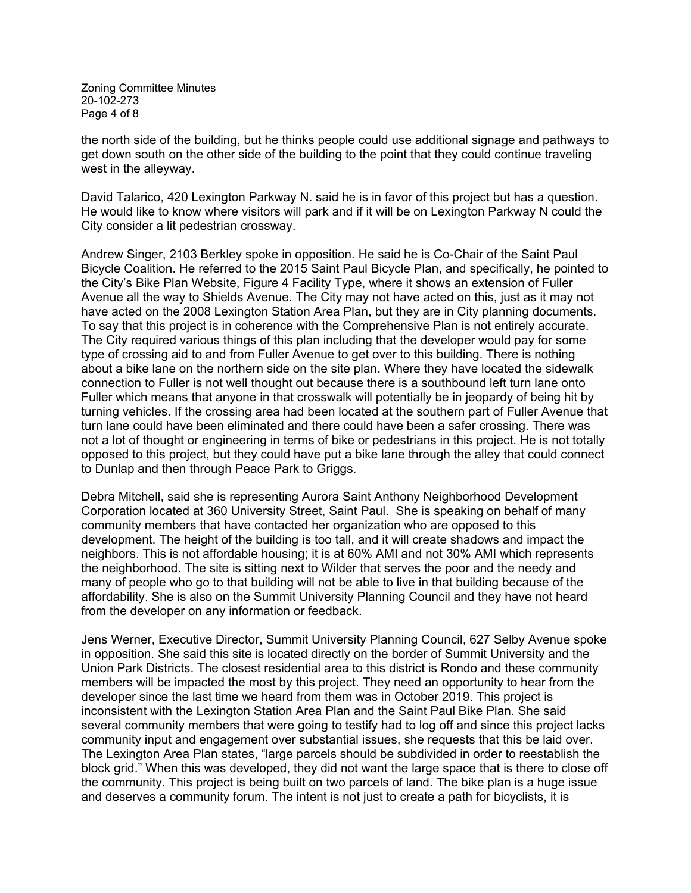the north side of the building, but he thinks people could use additional signage and pathways to get down south on the other side of the building to the point that they could continue traveling west in the alleyway.

David Talarico, 420 Lexington Parkway N. said he is in favor of this project but has a question. He would like to know where visitors will park and if it will be on Lexington Parkway N could the City consider a lit pedestrian crossway.

Andrew Singer, 2103 Berkley spoke in opposition. He said he is Co-Chair of the Saint Paul Bicycle Coalition. He referred to the 2015 Saint Paul Bicycle Plan, and specifically, he pointed to the City's Bike Plan Website, Figure 4 Facility Type, where it shows an extension of Fuller Avenue all the way to Shields Avenue. The City may not have acted on this, just as it may not have acted on the 2008 Lexington Station Area Plan, but they are in City planning documents. To say that this project is in coherence with the Comprehensive Plan is not entirely accurate. The City required various things of this plan including that the developer would pay for some type of crossing aid to and from Fuller Avenue to get over to this building. There is nothing about a bike lane on the northern side on the site plan. Where they have located the sidewalk connection to Fuller is not well thought out because there is a southbound left turn lane onto Fuller which means that anyone in that crosswalk will potentially be in jeopardy of being hit by turning vehicles. If the crossing area had been located at the southern part of Fuller Avenue that turn lane could have been eliminated and there could have been a safer crossing. There was not a lot of thought or engineering in terms of bike or pedestrians in this project. He is not totally opposed to this project, but they could have put a bike lane through the alley that could connect to Dunlap and then through Peace Park to Griggs.

Debra Mitchell, said she is representing Aurora Saint Anthony Neighborhood Development Corporation located at 360 University Street, Saint Paul. She is speaking on behalf of many community members that have contacted her organization who are opposed to this development. The height of the building is too tall, and it will create shadows and impact the neighbors. This is not affordable housing; it is at 60% AMI and not 30% AMI which represents the neighborhood. The site is sitting next to Wilder that serves the poor and the needy and many of people who go to that building will not be able to live in that building because of the affordability. She is also on the Summit University Planning Council and they have not heard from the developer on any information or feedback.

Jens Werner, Executive Director, Summit University Planning Council, 627 Selby Avenue spoke in opposition. She said this site is located directly on the border of Summit University and the Union Park Districts. The closest residential area to this district is Rondo and these community members will be impacted the most by this project. They need an opportunity to hear from the developer since the last time we heard from them was in October 2019. This project is inconsistent with the Lexington Station Area Plan and the Saint Paul Bike Plan. She said several community members that were going to testify had to log off and since this project lacks community input and engagement over substantial issues, she requests that this be laid over. The Lexington Area Plan states, "large parcels should be subdivided in order to reestablish the block grid." When this was developed, they did not want the large space that is there to close off the community. This project is being built on two parcels of land. The bike plan is a huge issue and deserves a community forum. The intent is not just to create a path for bicyclists, it is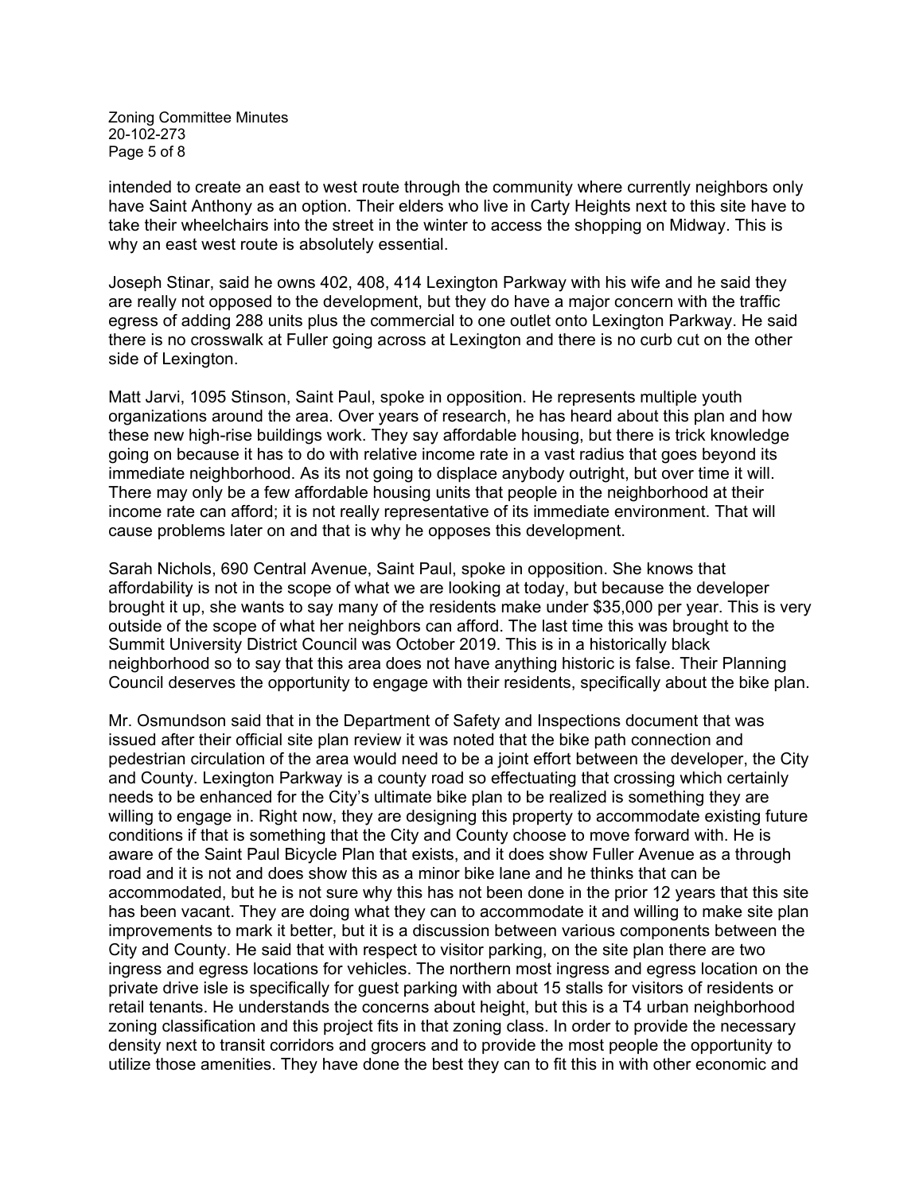intended to create an east to west route through the community where currently neighbors only have Saint Anthony as an option. Their elders who live in Carty Heights next to this site have to take their wheelchairs into the street in the winter to access the shopping on Midway. This is why an east west route is absolutely essential.

Joseph Stinar, said he owns 402, 408, 414 Lexington Parkway with his wife and he said they are really not opposed to the development, but they do have a major concern with the traffic egress of adding 288 units plus the commercial to one outlet onto Lexington Parkway. He said there is no crosswalk at Fuller going across at Lexington and there is no curb cut on the other side of Lexington.

Matt Jarvi, 1095 Stinson, Saint Paul, spoke in opposition. He represents multiple youth organizations around the area. Over years of research, he has heard about this plan and how these new high-rise buildings work. They say affordable housing, but there is trick knowledge going on because it has to do with relative income rate in a vast radius that goes beyond its immediate neighborhood. As its not going to displace anybody outright, but over time it will. There may only be a few affordable housing units that people in the neighborhood at their income rate can afford; it is not really representative of its immediate environment. That will cause problems later on and that is why he opposes this development.

Sarah Nichols, 690 Central Avenue, Saint Paul, spoke in opposition. She knows that affordability is not in the scope of what we are looking at today, but because the developer brought it up, she wants to say many of the residents make under $35,000 per year. This is very outside of the scope of what her neighbors can afford. The last time this was brought to the Summit University District Council was October 2019. This is in a historically black neighborhood so to say that this area does not have anything historic is false. Their Planning Council deserves the opportunity to engage with their residents, specifically about the bike plan.

Mr. Osmundson said that in the Department of Safety and Inspections document that was issued after their official site plan review it was noted that the bike path connection and pedestrian circulation of the area would need to be a joint effort between the developer, the City and County. Lexington Parkway is a county road so effectuating that crossing which certainly needs to be enhanced for the City's ultimate bike plan to be realized is something they are willing to engage in. Right now, they are designing this property to accommodate existing future conditions if that is something that the City and County choose to move forward with. He is aware of the Saint Paul Bicycle Plan that exists, and it does show Fuller Avenue as a through road and it is not and does show this as a minor bike lane and he thinks that can be accommodated, but he is not sure why this has not been done in the prior 12 years that this site has been vacant. They are doing what they can to accommodate it and willing to make site plan improvements to mark it better, but it is a discussion between various components between the City and County. He said that with respect to visitor parking, on the site plan there are two ingress and egress locations for vehicles. The northern most ingress and egress location on the private drive isle is specifically for guest parking with about 15 stalls for visitors of residents or retail tenants. He understands the concerns about height, but this is a T4 urban neighborhood zoning classification and this project fits in that zoning class. In order to provide the necessary density next to transit corridors and grocers and to provide the most people the opportunity to utilize those amenities. They have done the best they can to fit this in with other economic and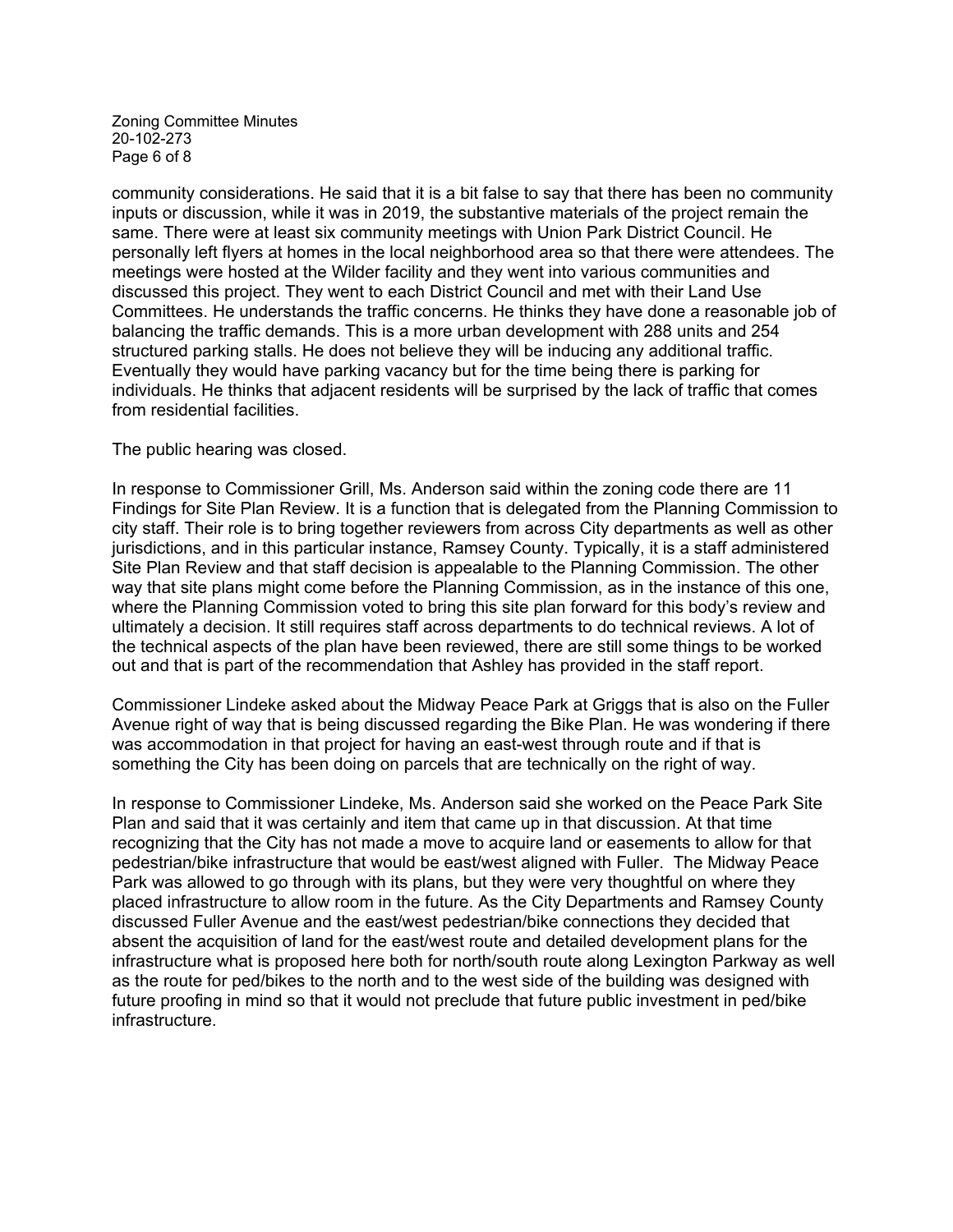community considerations. He said that it is a bit false to say that there has been no community inputs or discussion, while it was in 2019, the substantive materials of the project remain the same. There were at least six community meetings with Union Park District Council. He personally left flyers at homes in the local neighborhood area so that there were attendees. The meetings were hosted at the Wilder facility and they went into various communities and discussed this project. They went to each District Council and met with their Land Use Committees. He understands the traffic concerns. He thinks they have done a reasonable job of balancing the traffic demands. This is a more urban development with 288 units and 254 structured parking stalls. He does not believe they will be inducing any additional traffic. Eventually they would have parking vacancy but for the time being there is parking for individuals. He thinks that adjacent residents will be surprised by the lack of traffic that comes from residential facilities.

The public hearing was closed.

In response to Commissioner Grill, Ms. Anderson said within the zoning code there are 11 Findings for Site Plan Review. It is a function that is delegated from the Planning Commission to city staff. Their role is to bring together reviewers from across City departments as well as other jurisdictions, and in this particular instance, Ramsey County. Typically, it is a staff administered Site Plan Review and that staff decision is appealable to the Planning Commission. The other way that site plans might come before the Planning Commission, as in the instance of this one, where the Planning Commission voted to bring this site plan forward for this body's review and ultimately a decision. It still requires staff across departments to do technical reviews. A lot of the technical aspects of the plan have been reviewed, there are still some things to be worked out and that is part of the recommendation that Ashley has provided in the staff report.

Commissioner Lindeke asked about the Midway Peace Park at Griggs that is also on the Fuller Avenue right of way that is being discussed regarding the Bike Plan. He was wondering if there was accommodation in that project for having an east-west through route and if that is something the City has been doing on parcels that are technically on the right of way.

In response to Commissioner Lindeke, Ms. Anderson said she worked on the Peace Park Site Plan and said that it was certainly and item that came up in that discussion. At that time recognizing that the City has not made a move to acquire land or easements to allow for that pedestrian/bike infrastructure that would be east/west aligned with Fuller. The Midway Peace Park was allowed to go through with its plans, but they were very thoughtful on where they placed infrastructure to allow room in the future. As the City Departments and Ramsey County discussed Fuller Avenue and the east/west pedestrian/bike connections they decided that absent the acquisition of land for the east/west route and detailed development plans for the infrastructure what is proposed here both for north/south route along Lexington Parkway as well as the route for ped/bikes to the north and to the west side of the building was designed with future proofing in mind so that it would not preclude that future public investment in ped/bike infrastructure.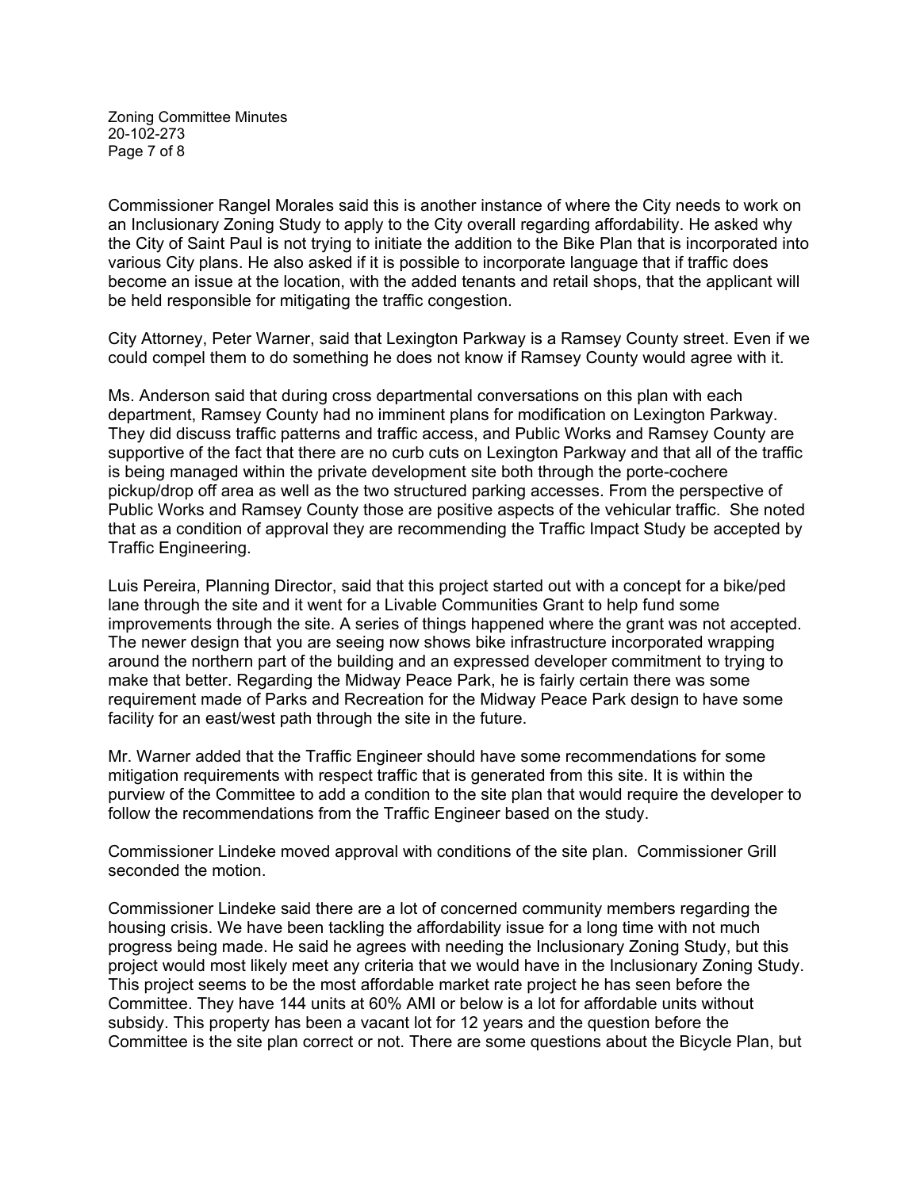Commissioner Rangel Morales said this is another instance of where the City needs to work on an Inclusionary Zoning Study to apply to the City overall regarding affordability. He asked why the City of Saint Paul is not trying to initiate the addition to the Bike Plan that is incorporated into various City plans. He also asked if it is possible to incorporate language that if traffic does become an issue at the location, with the added tenants and retail shops, that the applicant will be held responsible for mitigating the traffic congestion.

City Attorney, Peter Warner, said that Lexington Parkway is a Ramsey County street. Even if we could compel them to do something he does not know if Ramsey County would agree with it.

Ms. Anderson said that during cross departmental conversations on this plan with each department, Ramsey County had no imminent plans for modification on Lexington Parkway. They did discuss traffic patterns and traffic access, and Public Works and Ramsey County are supportive of the fact that there are no curb cuts on Lexington Parkway and that all of the traffic is being managed within the private development site both through the porte-cochere pickup/drop off area as well as the two structured parking accesses. From the perspective of Public Works and Ramsey County those are positive aspects of the vehicular traffic. She noted that as a condition of approval they are recommending the Traffic Impact Study be accepted by Traffic Engineering.

Luis Pereira, Planning Director, said that this project started out with a concept for a bike/ped lane through the site and it went for a Livable Communities Grant to help fund some improvements through the site. A series of things happened where the grant was not accepted. The newer design that you are seeing now shows bike infrastructure incorporated wrapping around the northern part of the building and an expressed developer commitment to trying to make that better. Regarding the Midway Peace Park, he is fairly certain there was some requirement made of Parks and Recreation for the Midway Peace Park design to have some facility for an east/west path through the site in the future.

Mr. Warner added that the Traffic Engineer should have some recommendations for some mitigation requirements with respect traffic that is generated from this site. It is within the purview of the Committee to add a condition to the site plan that would require the developer to follow the recommendations from the Traffic Engineer based on the study.

Commissioner Lindeke moved approval with conditions of the site plan. Commissioner Grill seconded the motion.

Commissioner Lindeke said there are a lot of concerned community members regarding the housing crisis. We have been tackling the affordability issue for a long time with not much progress being made. He said he agrees with needing the Inclusionary Zoning Study, but this project would most likely meet any criteria that we would have in the Inclusionary Zoning Study. This project seems to be the most affordable market rate project he has seen before the Committee. They have 144 units at 60% AMI or below is a lot for affordable units without subsidy. This property has been a vacant lot for 12 years and the question before the Committee is the site plan correct or not. There are some questions about the Bicycle Plan, but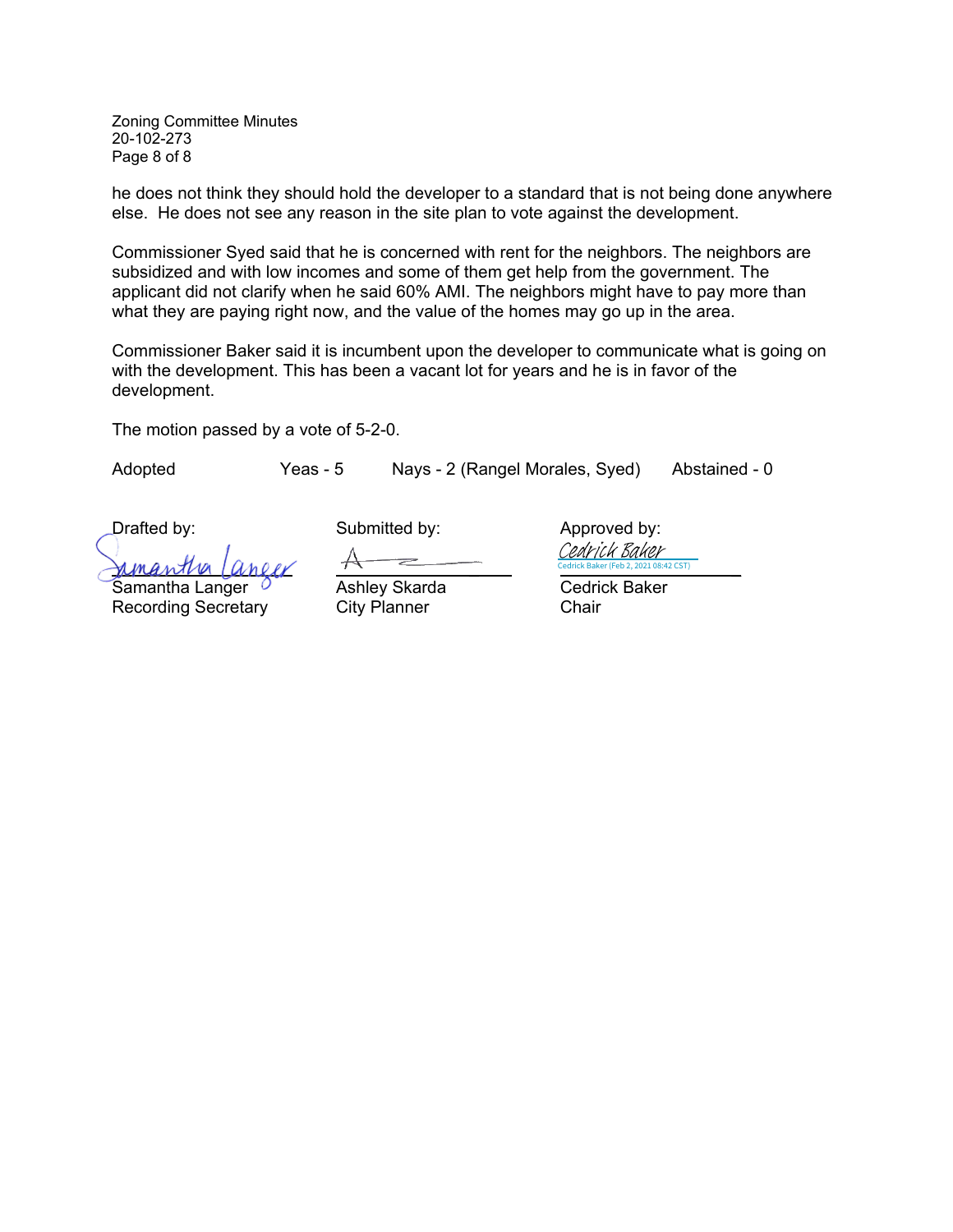he does not think they should hold the developer to a standard that is not being done anywhere else. He does not see any reason in the site plan to vote against the development.

Commissioner Syed said that he is concerned with rent for the neighbors. The neighbors are subsidized and with low incomes and some of them get help from the government. The applicant did not clarify when he said 60% AMI. The neighbors might have to pay more than what they are paying right now, and the value of the homes may go up in the area.

Commissioner Baker said it is incumbent upon the developer to communicate what is going on with the development. This has been a vacant lot for years and he is in favor of the development.

The motion passed by a vote of 5-2-0.

Adopted Yeas - 5 Nays - 2 (Rangel Morales, Syed) Abstained - 0

| Drafted by: | Submitted by: | Approved by: |
| --- | --- | --- |
| Samantha Langer | A | Cedrick Baker<br>Cedrick Baker (Feb 2, 2021 08:42 CST) |
| Samantha Langer<br>Recording Secretary | Ashley Skarda<br>City Planner | Cedrick Baker<br>Chair |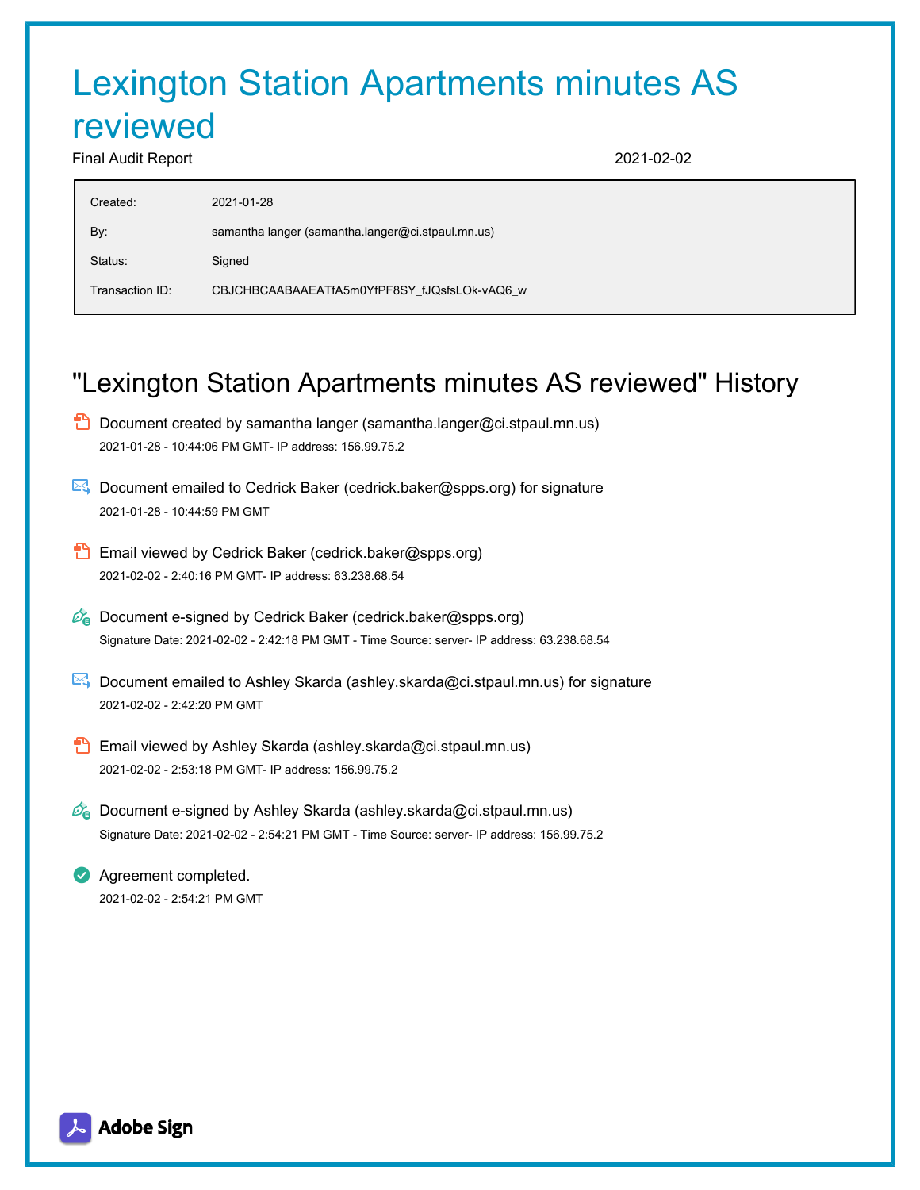# Lexington Station Apartments minutes AS reviewed

Final Audit Report 2021-02-02

| | |
|---|---|
| Created: | 2021-01-28 |
| By: | samantha langer (samantha.langer@ci.stpaul.mn.us) |
| Status: | Signed |
| Transaction ID: | CBJCHBCAABAAEATfA5m0YfPF8SY_fJQsfsLOk-vAQ6_w |

## "Lexington Station Apartments minutes AS reviewed" History

- Document created by samantha langer (samantha.langer@ci.stpaul.mn.us)
  2021-01-28 - 10:44:06 PM GMT- IP address: 156.99.75.2

- Document emailed to Cedrick Baker (cedrick.baker@spps.org) for signature
  2021-01-28 - 10:44:59 PM GMT

- Email viewed by Cedrick Baker (cedrick.baker@spps.org)
  2021-02-02 - 2:40:16 PM GMT- IP address: 63.238.68.54

- Document e-signed by Cedrick Baker (cedrick.baker@spps.org)
  Signature Date: 2021-02-02 - 2:42:18 PM GMT - Time Source: server- IP address: 63.238.68.54

- Document emailed to Ashley Skarda (ashley.skarda@ci.stpaul.mn.us) for signature
  2021-02-02 - 2:42:20 PM GMT

- Email viewed by Ashley Skarda (ashley.skarda@ci.stpaul.mn.us)
  2021-02-02 - 2:53:18 PM GMT- IP address: 156.99.75.2

- Document e-signed by Ashley Skarda (ashley.skarda@ci.stpaul.mn.us)
  Signature Date: 2021-02-02 - 2:54:21 PM GMT - Time Source: server- IP address: 156.99.75.2

- Agreement completed.
  2021-02-02 - 2:54:21 PM GMT

Adobe Sign